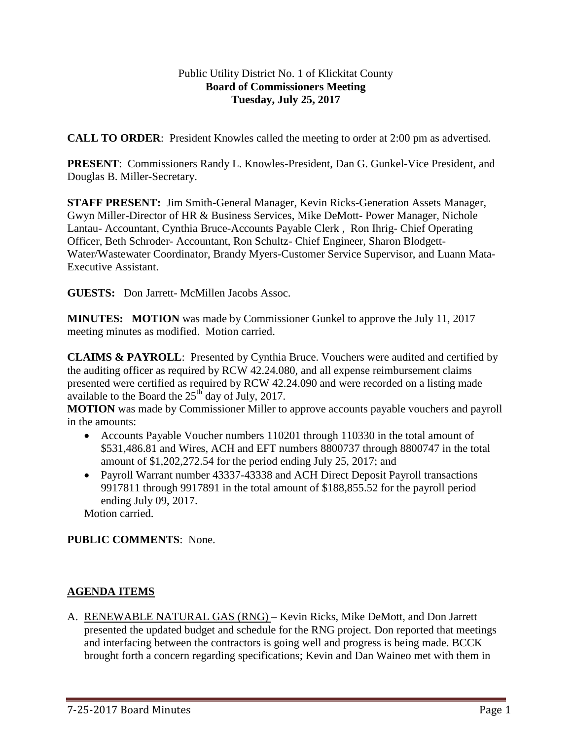Public Utility District No. 1 of Klickitat County
**Board of Commissioners Meeting**
**Tuesday, July 25, 2017**

**CALL TO ORDER**: President Knowles called the meeting to order at 2:00 pm as advertised.

**PRESENT**: Commissioners Randy L. Knowles-President, Dan G. Gunkel-Vice President, and Douglas B. Miller-Secretary.

**STAFF PRESENT:** Jim Smith-General Manager, Kevin Ricks-Generation Assets Manager, Gwyn Miller-Director of HR & Business Services, Mike DeMott- Power Manager, Nichole Lantau- Accountant, Cynthia Bruce-Accounts Payable Clerk , Ron Ihrig- Chief Operating Officer, Beth Schroder- Accountant, Ron Schultz- Chief Engineer, Sharon Blodgett-Water/Wastewater Coordinator, Brandy Myers-Customer Service Supervisor, and Luann Mata-Executive Assistant.

**GUESTS:** Don Jarrett- McMillen Jacobs Assoc.

**MINUTES:** **MOTION** was made by Commissioner Gunkel to approve the July 11, 2017 meeting minutes as modified. Motion carried.

**CLAIMS & PAYROLL**: Presented by Cynthia Bruce. Vouchers were audited and certified by the auditing officer as required by RCW 42.24.080, and all expense reimbursement claims presented were certified as required by RCW 42.24.090 and were recorded on a listing made available to the Board the 25th day of July, 2017.

**MOTION** was made by Commissioner Miller to approve accounts payable vouchers and payroll in the amounts:

- Accounts Payable Voucher numbers 110201 through 110330 in the total amount of $531,486.81 and Wires, ACH and EFT numbers 8800737 through 8800747 in the total amount of $1,202,272.54 for the period ending July 25, 2017; and
- Payroll Warrant number 43337-43338 and ACH Direct Deposit Payroll transactions 9917811 through 9917891 in the total amount of $188,855.52 for the payroll period ending July 09, 2017.

Motion carried.

**PUBLIC COMMENTS**: None.

## AGENDA ITEMS

A. RENEWABLE NATURAL GAS (RNG) – Kevin Ricks, Mike DeMott, and Don Jarrett presented the updated budget and schedule for the RNG project. Don reported that meetings and interfacing between the contractors is going well and progress is being made. BCCK brought forth a concern regarding specifications; Kevin and Dan Waineo met with them in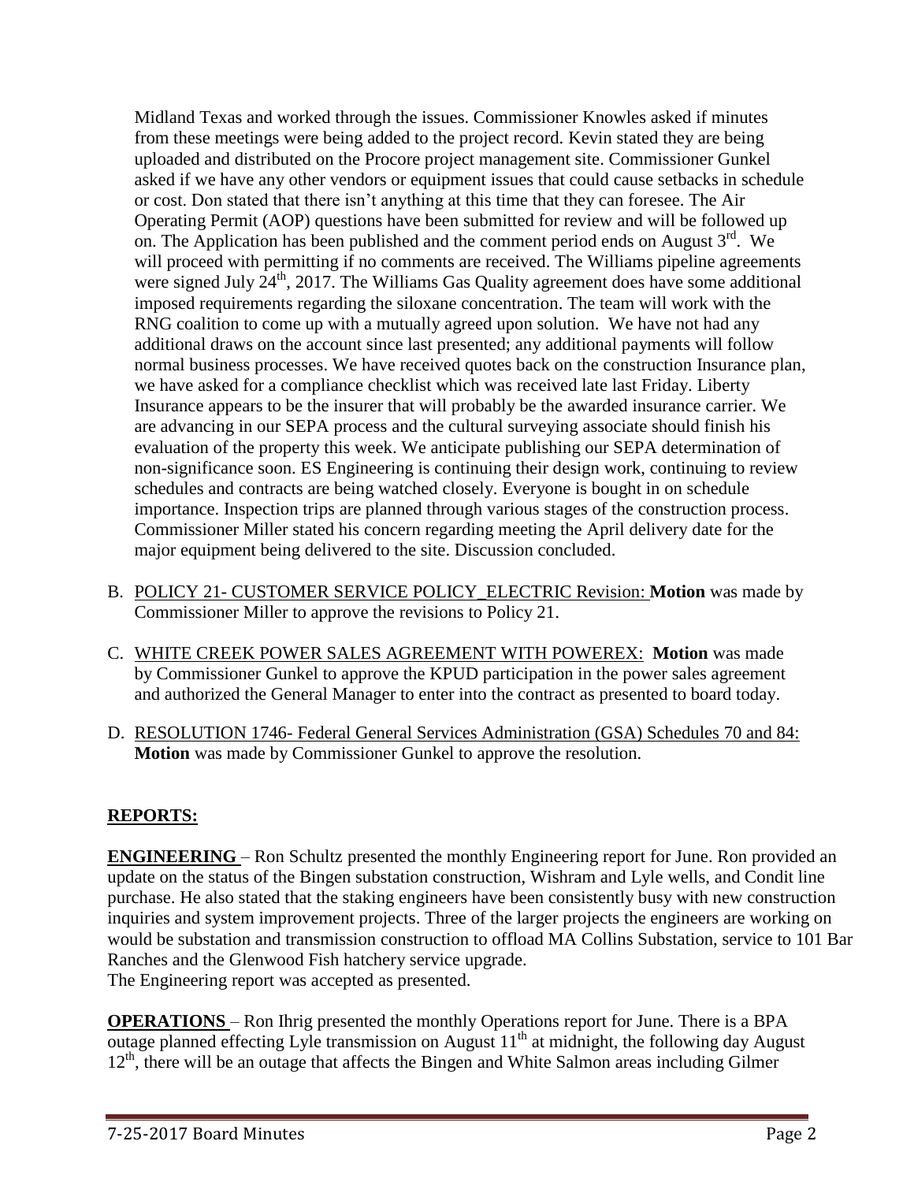Midland Texas and worked through the issues. Commissioner Knowles asked if minutes from these meetings were being added to the project record. Kevin stated they are being uploaded and distributed on the Procore project management site. Commissioner Gunkel asked if we have any other vendors or equipment issues that could cause setbacks in schedule or cost. Don stated that there isn't anything at this time that they can foresee. The Air Operating Permit (AOP) questions have been submitted for review and will be followed up on. The Application has been published and the comment period ends on August 3rd. We will proceed with permitting if no comments are received. The Williams pipeline agreements were signed July 24th, 2017. The Williams Gas Quality agreement does have some additional imposed requirements regarding the siloxane concentration. The team will work with the RNG coalition to come up with a mutually agreed upon solution. We have not had any additional draws on the account since last presented; any additional payments will follow normal business processes. We have received quotes back on the construction Insurance plan, we have asked for a compliance checklist which was received late last Friday. Liberty Insurance appears to be the insurer that will probably be the awarded insurance carrier. We are advancing in our SEPA process and the cultural surveying associate should finish his evaluation of the property this week. We anticipate publishing our SEPA determination of non-significance soon. ES Engineering is continuing their design work, continuing to review schedules and contracts are being watched closely. Everyone is bought in on schedule importance. Inspection trips are planned through various stages of the construction process. Commissioner Miller stated his concern regarding meeting the April delivery date for the major equipment being delivered to the site. Discussion concluded.

B. POLICY 21- CUSTOMER SERVICE POLICY_ELECTRIC Revision: **Motion** was made by Commissioner Miller to approve the revisions to Policy 21.

C. WHITE CREEK POWER SALES AGREEMENT WITH POWEREX: **Motion** was made by Commissioner Gunkel to approve the KPUD participation in the power sales agreement and authorized the General Manager to enter into the contract as presented to board today.

D. RESOLUTION 1746- Federal General Services Administration (GSA) Schedules 70 and 84: **Motion** was made by Commissioner Gunkel to approve the resolution.

## REPORTS:

**ENGINEERING** – Ron Schultz presented the monthly Engineering report for June. Ron provided an update on the status of the Bingen substation construction, Wishram and Lyle wells, and Condit line purchase. He also stated that the staking engineers have been consistently busy with new construction inquiries and system improvement projects. Three of the larger projects the engineers are working on would be substation and transmission construction to offload MA Collins Substation, service to 101 Bar Ranches and the Glenwood Fish hatchery service upgrade.
The Engineering report was accepted as presented.

**OPERATIONS** – Ron Ihrig presented the monthly Operations report for June. There is a BPA outage planned effecting Lyle transmission on August 11th at midnight, the following day August 12th, there will be an outage that affects the Bingen and White Salmon areas including Gilmer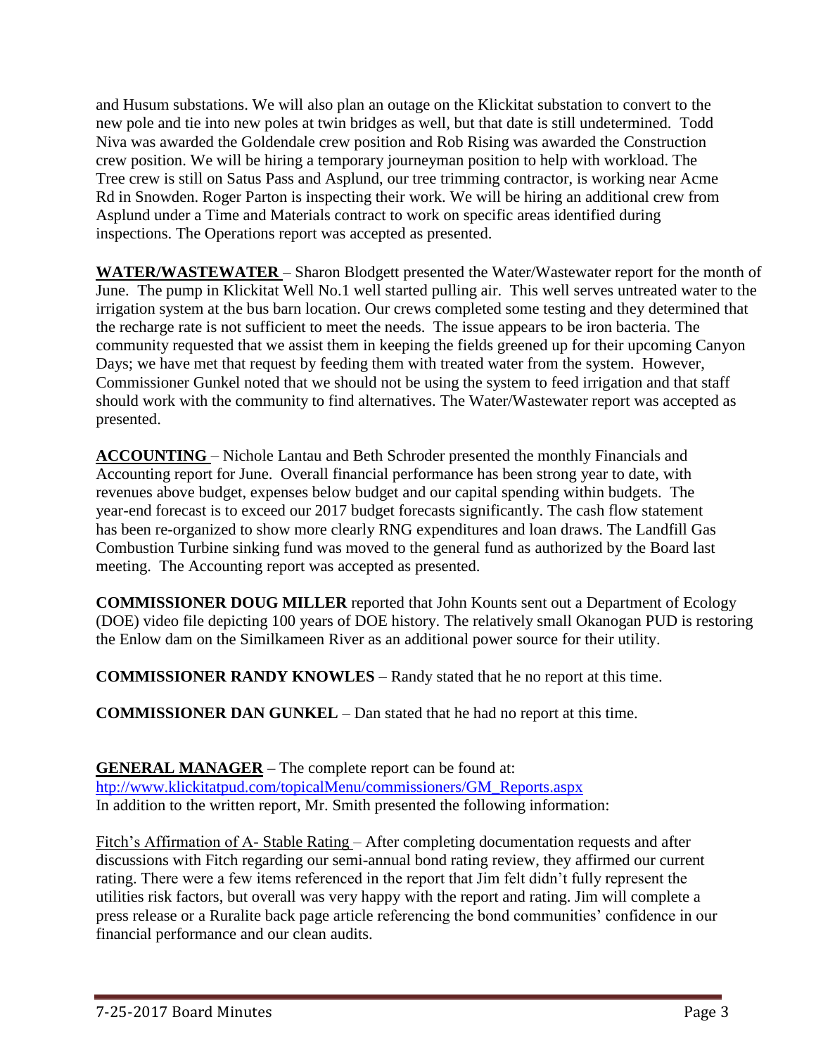and Husum substations. We will also plan an outage on the Klickitat substation to convert to the new pole and tie into new poles at twin bridges as well, but that date is still undetermined. Todd Niva was awarded the Goldendale crew position and Rob Rising was awarded the Construction crew position. We will be hiring a temporary journeyman position to help with workload. The Tree crew is still on Satus Pass and Asplund, our tree trimming contractor, is working near Acme Rd in Snowden. Roger Parton is inspecting their work. We will be hiring an additional crew from Asplund under a Time and Materials contract to work on specific areas identified during inspections. The Operations report was accepted as presented.

**WATER/WASTEWATER** – Sharon Blodgett presented the Water/Wastewater report for the month of June. The pump in Klickitat Well No.1 well started pulling air. This well serves untreated water to the irrigation system at the bus barn location. Our crews completed some testing and they determined that the recharge rate is not sufficient to meet the needs. The issue appears to be iron bacteria. The community requested that we assist them in keeping the fields greened up for their upcoming Canyon Days; we have met that request by feeding them with treated water from the system. However, Commissioner Gunkel noted that we should not be using the system to feed irrigation and that staff should work with the community to find alternatives. The Water/Wastewater report was accepted as presented.

**ACCOUNTING** – Nichole Lantau and Beth Schroder presented the monthly Financials and Accounting report for June. Overall financial performance has been strong year to date, with revenues above budget, expenses below budget and our capital spending within budgets. The year-end forecast is to exceed our 2017 budget forecasts significantly. The cash flow statement has been re-organized to show more clearly RNG expenditures and loan draws. The Landfill Gas Combustion Turbine sinking fund was moved to the general fund as authorized by the Board last meeting. The Accounting report was accepted as presented.

**COMMISSIONER DOUG MILLER** reported that John Kounts sent out a Department of Ecology (DOE) video file depicting 100 years of DOE history. The relatively small Okanogan PUD is restoring the Enlow dam on the Similkameen River as an additional power source for their utility.

**COMMISSIONER RANDY KNOWLES** – Randy stated that he no report at this time.

**COMMISSIONER DAN GUNKEL** – Dan stated that he had no report at this time.

**GENERAL MANAGER** – The complete report can be found at:
http://www.klickitatpud.com/topicalMenu/commissioners/GM_Reports.aspx
In addition to the written report, Mr. Smith presented the following information:

Fitch's Affirmation of A- Stable Rating – After completing documentation requests and after discussions with Fitch regarding our semi-annual bond rating review, they affirmed our current rating. There were a few items referenced in the report that Jim felt didn't fully represent the utilities risk factors, but overall was very happy with the report and rating. Jim will complete a press release or a Ruralite back page article referencing the bond communities' confidence in our financial performance and our clean audits.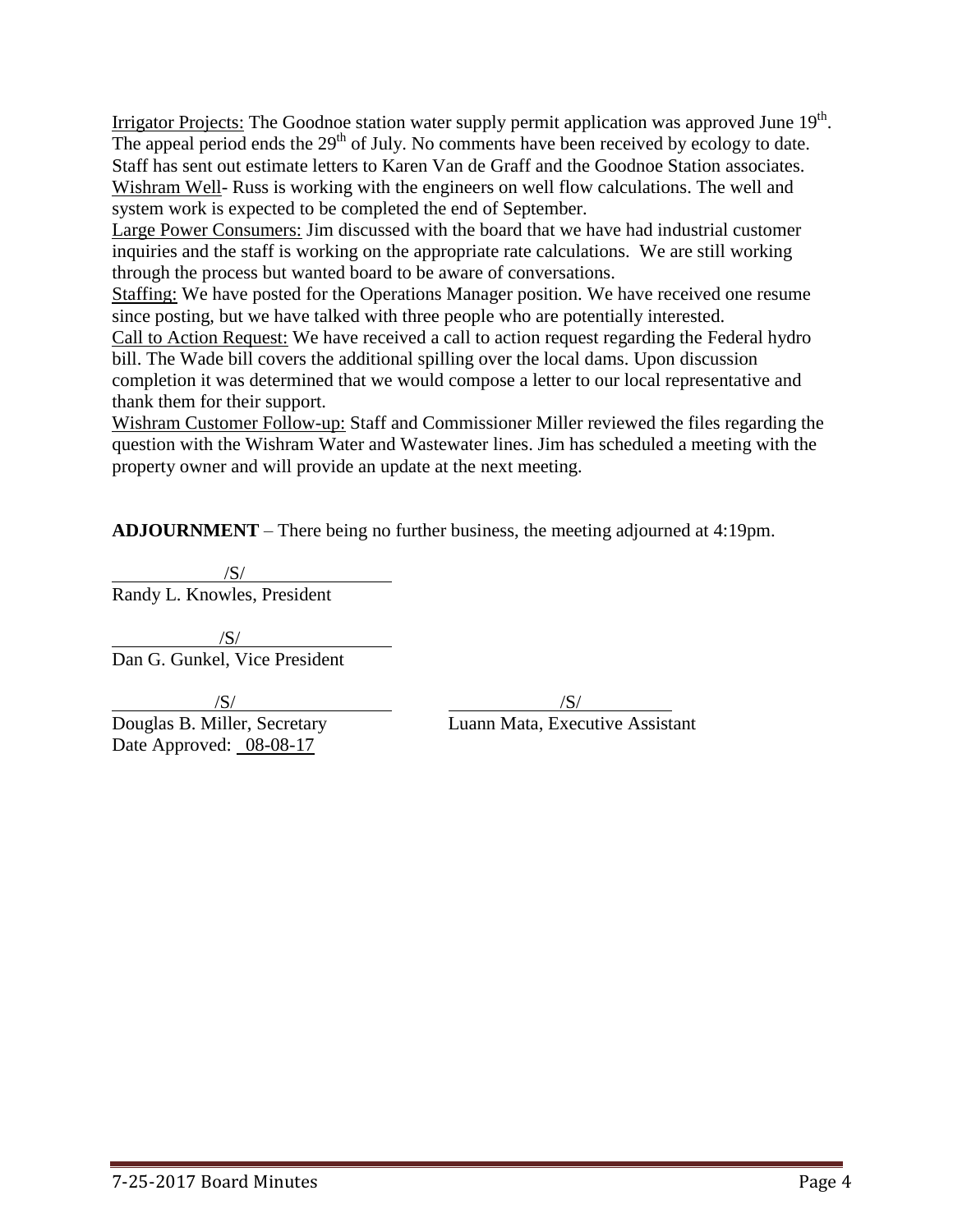Irrigator Projects: The Goodnoe station water supply permit application was approved June 19th. The appeal period ends the 29th of July. No comments have been received by ecology to date. Staff has sent out estimate letters to Karen Van de Graff and the Goodnoe Station associates.
Wishram Well- Russ is working with the engineers on well flow calculations. The well and system work is expected to be completed the end of September.
Large Power Consumers: Jim discussed with the board that we have had industrial customer inquiries and the staff is working on the appropriate rate calculations. We are still working through the process but wanted board to be aware of conversations.
Staffing: We have posted for the Operations Manager position. We have received one resume since posting, but we have talked with three people who are potentially interested.
Call to Action Request: We have received a call to action request regarding the Federal hydro bill. The Wade bill covers the additional spilling over the local dams. Upon discussion completion it was determined that we would compose a letter to our local representative and thank them for their support.
Wishram Customer Follow-up: Staff and Commissioner Miller reviewed the files regarding the question with the Wishram Water and Wastewater lines. Jim has scheduled a meeting with the property owner and will provide an update at the next meeting.

**ADJOURNMENT** – There being no further business, the meeting adjourned at 4:19pm.

/S/
Randy L. Knowles, President

/S/
Dan G. Gunkel, Vice President

/S/
Douglas B. Miller, Secretary
Date Approved: 08-08-17

/S/
Luann Mata, Executive Assistant